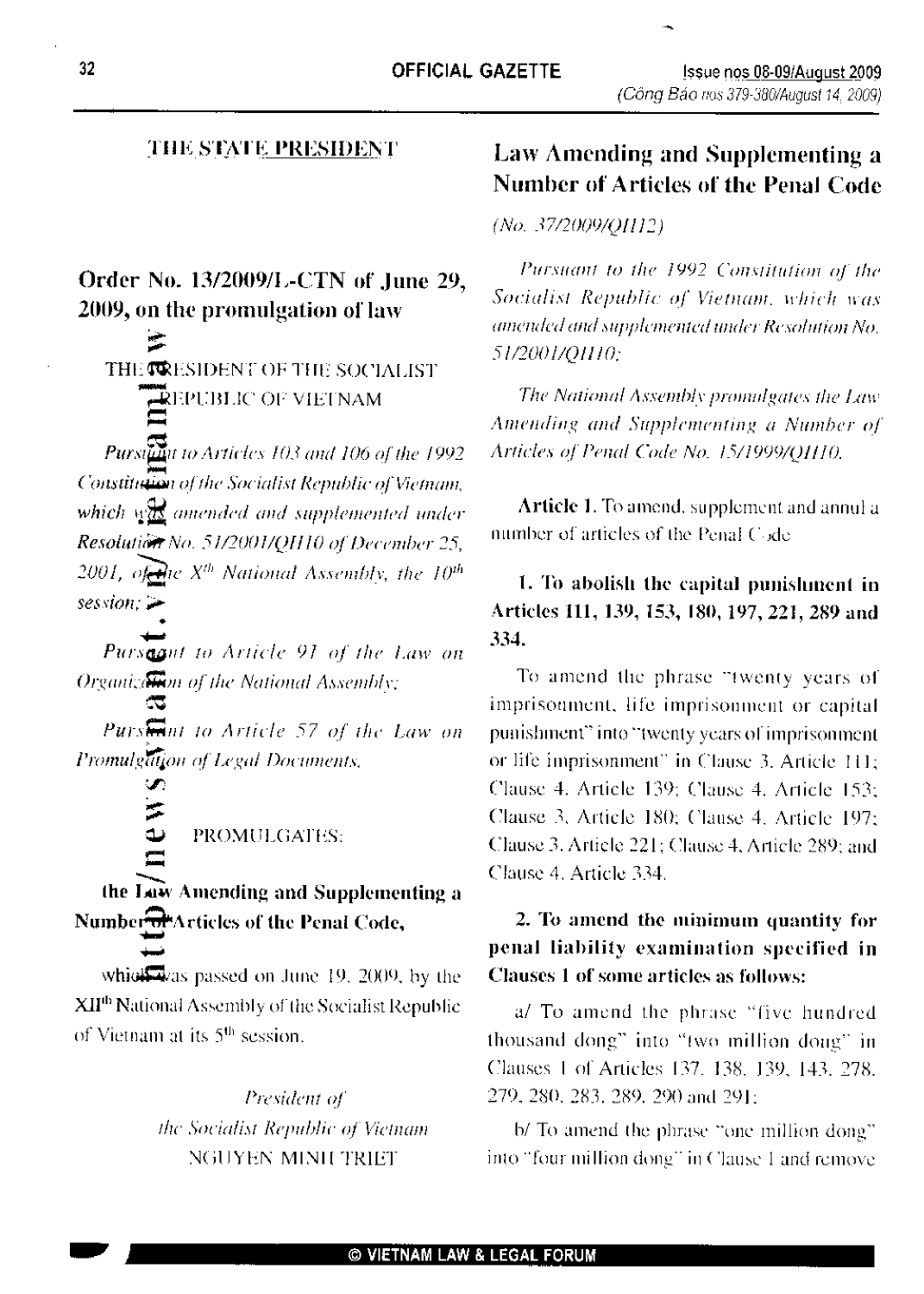THE STATE PRESIDENT

## Order No. 13/2009/L-CTN of June 29, 2009, on the promulgation of law

THE PRESIDENT OF THE SOCIALIST REPUBLIC OF VIETNAM

*Pursuant to Articles 103 and 106 of the 1992 Constitution of the Socialist Republic of Vietnam, which was amended and supplemented under Resolution No. 51/2001/QH10 of December 25, 2001, of the X[th] National Assembly, the 10[th] session;*

*Pursuant to Article 91 of the Law on Organization of the National Assembly;*

*Pursuant to Article 57 of the Law on Promulgation of Legal Documents,*

PROMULGATES:

**the Law Amending and Supplementing a Number of Articles of the Penal Code,**

which was passed on June 19, 2009, by the XII[th] National Assembly of the Socialist Republic of Vietnam at its 5[th] session.

*President of*
*the Socialist Republic of Vietnam*
NGUYEN MINH TRIET

## Law Amending and Supplementing a Number of Articles of the Penal Code

*(No. 37/2009/QH12)*

*Pursuant to the 1992 Constitution of the Socialist Republic of Vietnam, which was amended and supplemented under Resolution No. 51/2001/QH10;*

*The National Assembly promulgates the Law Amending and Supplementing a Number of Articles of Penal Code No. 15/1999/QH10.*

**Article 1.** To amend, supplement and annul a number of articles of the Penal Code

**1. To abolish the capital punishment in Articles 111, 139, 153, 180, 197, 221, 289 and 334.**

To amend the phrase "twenty years of imprisonment, life imprisonment or capital punishment" into "twenty years of imprisonment or life imprisonment" in Clause 3, Article 111; Clause 4, Article 139; Clause 4, Article 153; Clause 3, Article 180; Clause 4, Article 197; Clause 3, Article 221; Clause 4, Article 289; and Clause 4, Article 334.

**2. To amend the minimum quantity for penal liability examination specified in Clauses 1 of some articles as follows:**

a/ To amend the phrase "five hundred thousand dong" into "two million dong" in Clauses 1 of Articles 137, 138, 139, 143, 278, 279, 280, 283, 289, 290 and 291;

b/ To amend the phrase "one million dong" into "four million dong" in Clause 1 and remove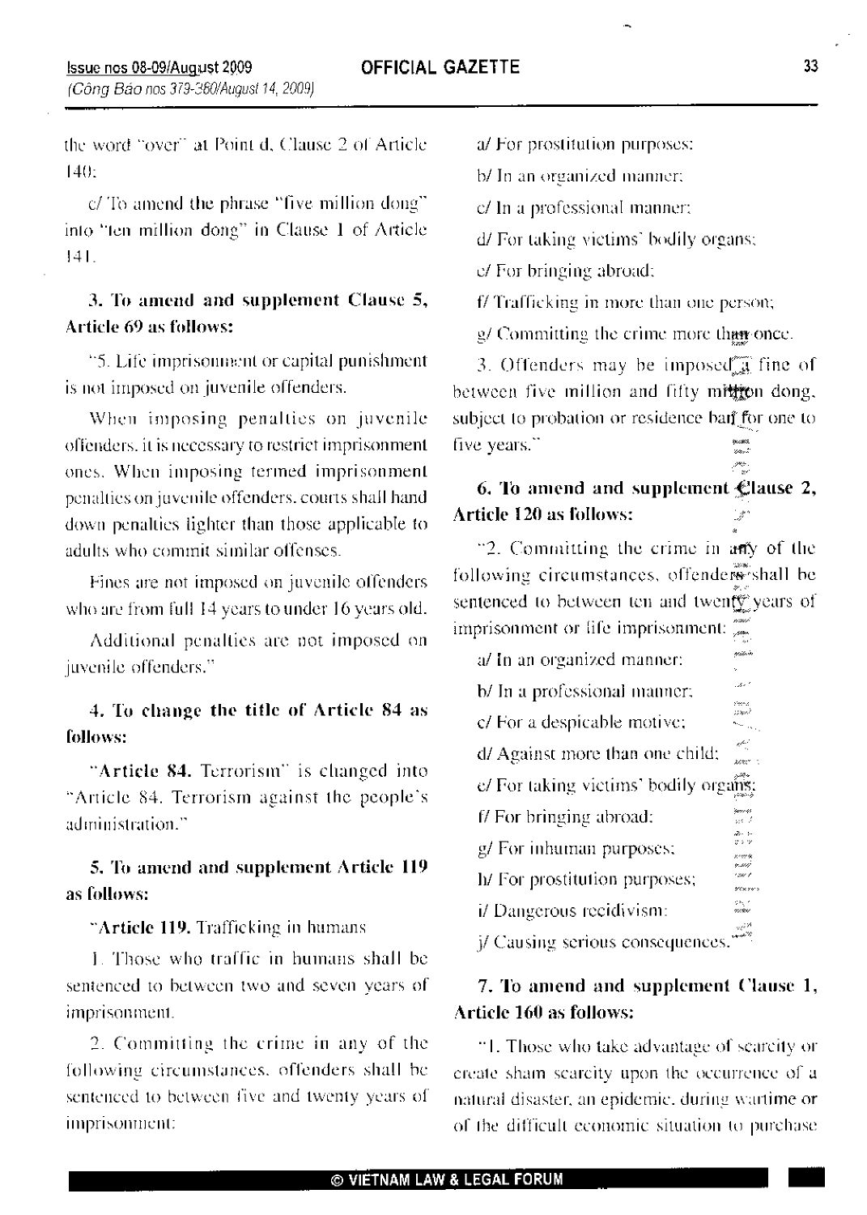the word "over" at Point d, Clause 2 of Article 140;

c/ To amend the phrase "five million dong" into "ten million dong" in Clause 1 of Article 141.

**3. To amend and supplement Clause 5, Article 69 as follows:**

"5. Life imprisonment or capital punishment is not imposed on juvenile offenders.

When imposing penalties on juvenile offenders, it is necessary to restrict imprisonment ones. When imposing termed imprisonment penalties on juvenile offenders, courts shall hand down penalties lighter than those applicable to adults who commit similar offenses.

Fines are not imposed on juvenile offenders who are from full 14 years to under 16 years old.

Additional penalties are not imposed on juvenile offenders."

**4. To change the title of Article 84 as follows:**

"**Article 84.** Terrorism" is changed into "Article 84. Terrorism against the people's administration."

**5. To amend and supplement Article 119 as follows:**

"**Article 119.** Trafficking in humans

1. Those who traffic in humans shall be sentenced to between two and seven years of imprisonment.

2. Committing the crime in any of the following circumstances, offenders shall be sentenced to between five and twenty years of imprisonment:

a/ For prostitution purposes;

b/ In an organized manner;

c/ In a professional manner;

d/ For taking victims' bodily organs;

e/ For bringing abroad;

f/ Trafficking in more than one person;

g/ Committing the crime more than once.

3. Offenders may be imposed a fine of between five million and fifty million dong, subject to probation or residence ban for one to five years."

**6. To amend and supplement Clause 2, Article 120 as follows:**

"2. Committing the crime in any of the following circumstances, offenders shall be sentenced to between ten and twenty years of imprisonment or life imprisonment:

a/ In an organized manner;

b/ In a professional manner;

c/ For a despicable motive;

d/ Against more than one child;

e/ For taking victims' bodily organs;

f/ For bringing abroad;

g/ For inhuman purposes;

h/ For prostitution purposes;

i/ Dangerous recidivism;

j/ Causing serious consequences."

**7. To amend and supplement Clause 1, Article 160 as follows:**

"1. Those who take advantage of scarcity or create sham scarcity upon the occurrence of a natural disaster, an epidemic, during wartime or of the difficult economic situation to purchase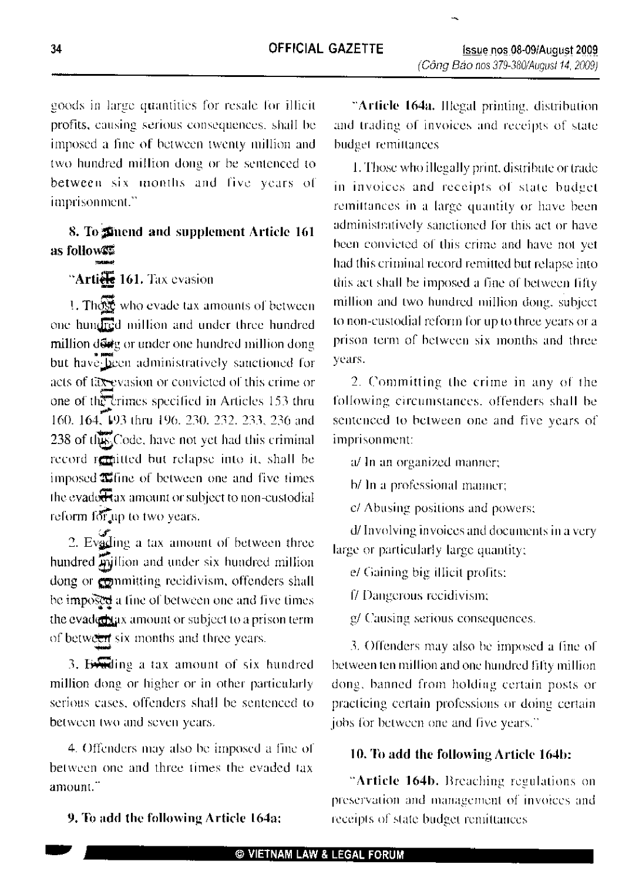goods in large quantities for resale for illicit profits, causing serious consequences, shall be imposed a fine of between twenty million and two hundred million dong or be sentenced to between six months and five years of imprisonment."

**8. To amend and supplement Article 161 as follows:**

"**Article 161.** Tax evasion

1. Those who evade tax amounts of between one hundred million and under three hundred million dong or under one hundred million dong but have been administratively sanctioned for acts of tax evasion or convicted of this crime or one of the crimes specified in Articles 153 thru 160, 164, 193 thru 196, 230, 232, 233, 236 and 238 of this Code, have not yet had this criminal record remitted but relapse into it, shall be imposed a fine of between one and five times the evaded tax amount or subject to non-custodial reform for up to two years.

2. Evading a tax amount of between three hundred million and under six hundred million dong or committing recidivism, offenders shall be imposed a fine of between one and five times the evaded tax amount or subject to a prison term of between six months and three years.

3. Evading a tax amount of six hundred million dong or higher or in other particularly serious cases, offenders shall be sentenced to between two and seven years.

4. Offenders may also be imposed a fine of between one and three times the evaded tax amount."

**9. To add the following Article 164a:**

"**Article 164a.** Illegal printing, distribution and trading of invoices and receipts of state budget remittances

1. Those who illegally print, distribute or trade in invoices and receipts of state budget remittances in a large quantity or have been administratively sanctioned for this act or have been convicted of this crime and have not yet had this criminal record remitted but relapse into this act shall be imposed a fine of between fifty million and two hundred million dong, subject to non-custodial reform for up to three years or a prison term of between six months and three years.

2. Committing the crime in any of the following circumstances, offenders shall be sentenced to between one and five years of imprisonment:

a/ In an organized manner;

b/ In a professional manner;

c/ Abusing positions and powers;

d/ Involving invoices and documents in a very large or particularly large quantity;

e/ Gaining big illicit profits;

f/ Dangerous recidivism;

g/ Causing serious consequences.

3. Offenders may also be imposed a fine of between ten million and one hundred fifty million dong, banned from holding certain posts or practicing certain professions or doing certain jobs for between one and five years."

**10. To add the following Article 164b:**

"**Article 164b.** Breaching regulations on preservation and management of invoices and receipts of state budget remittances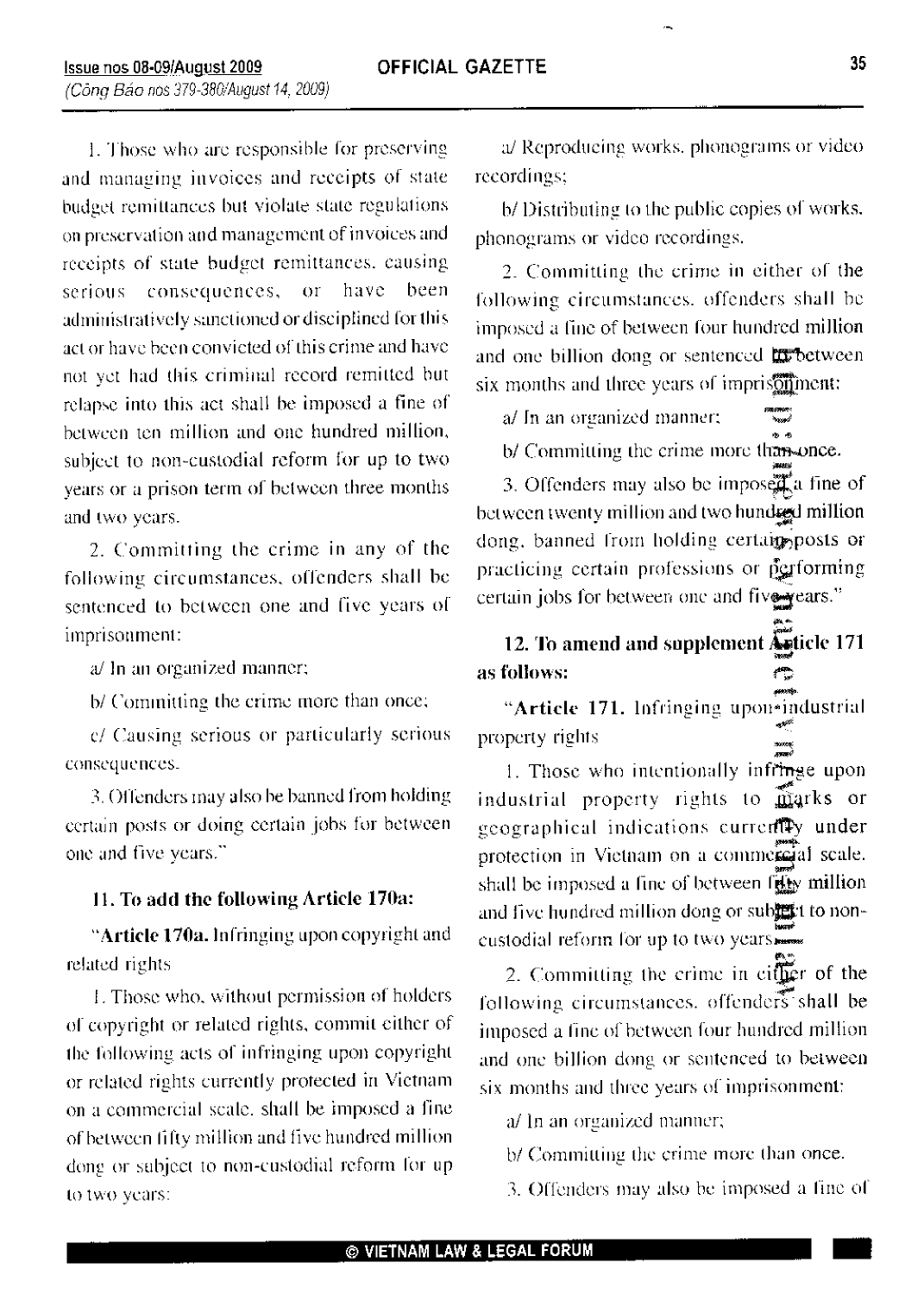1. Those who are responsible for preserving and managing invoices and receipts of state budget remittances but violate state regulations on preservation and management of invoices and receipts of state budget remittances, causing serious consequences, or have been administratively sanctioned or disciplined for this act or have been convicted of this crime and have not yet had this criminal record remitted but relapse into this act shall be imposed a fine of between ten million and one hundred million, subject to non-custodial reform for up to two years or a prison term of between three months and two years.

2. Committing the crime in any of the following circumstances, offenders shall be sentenced to between one and five years of imprisonment:

a/ In an organized manner;

b/ Committing the crime more than once;

c/ Causing serious or particularly serious consequences.

3. Offenders may also be banned from holding certain posts or doing certain jobs for between one and five years."

**11. To add the following Article 170a:**

"**Article 170a.** Infringing upon copyright and related rights

1. Those who, without permission of holders of copyright or related rights, commit either of the following acts of infringing upon copyright or related rights currently protected in Vietnam on a commercial scale, shall be imposed a fine of between fifty million and five hundred million dong or subject to non-custodial reform for up to two years:

a/ Reproducing works, phonograms or video recordings;

b/ Distributing to the public copies of works, phonograms or video recordings.

2. Committing the crime in either of the following circumstances, offenders shall be imposed a fine of between four hundred million and one billion dong or sentenced to between six months and three years of imprisonment:

a/ In an organized manner;

b/ Committing the crime more than once.

3. Offenders may also be imposed a fine of between twenty million and two hundred million dong, banned from holding certain posts or practicing certain professions or performing certain jobs for between one and five years."

**12. To amend and supplement Article 171 as follows:**

"**Article 171.** Infringing upon industrial property rights

1. Those who intentionally infringe upon industrial property rights to marks or geographical indications currently under protection in Vietnam on a commercial scale, shall be imposed a fine of between fifty million and five hundred million dong or subject to non-custodial reform for up to two years.

2. Committing the crime in either of the following circumstances, offenders shall be imposed a fine of between four hundred million and one billion dong or sentenced to between six months and three years of imprisonment:

a/ In an organized manner;

b/ Committing the crime more than once.

3. Offenders may also be imposed a fine of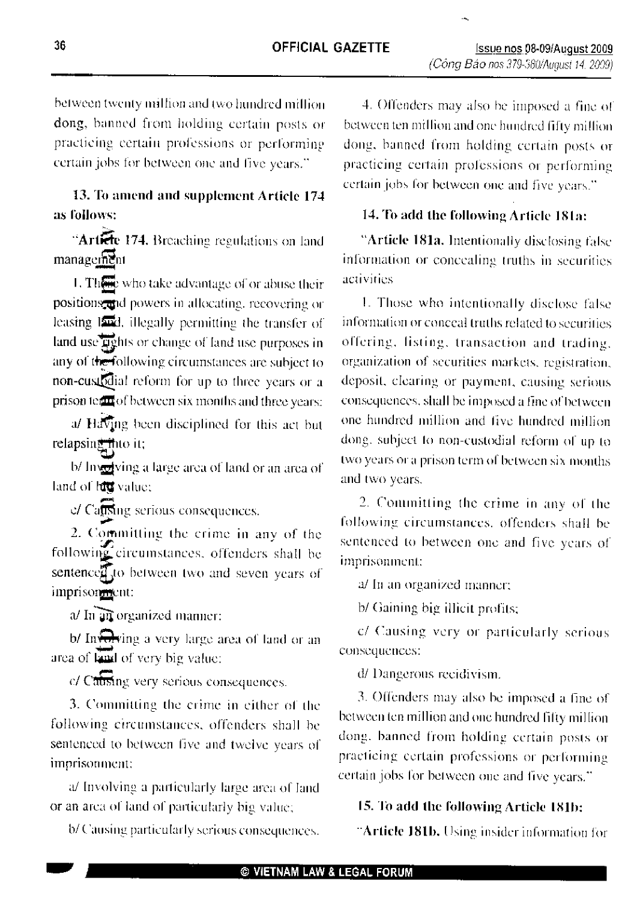between twenty million and two hundred million dong, banned from holding certain posts or practicing certain professions or performing certain jobs for between one and five years."

**13. To amend and supplement Article 174 as follows:**

"**Article 174.** Breaching regulations on land management

1. Those who take advantage of or abuse their positions and powers in allocating, recovering or leasing land, illegally permitting the transfer of land use rights or change of land use purposes in any of the following circumstances are subject to non-custodial reform for up to three years or a prison term of between six months and three years:

a/ Having been disciplined for this act but relapsing into it;

b/ Involving a large area of land or an area of land of big value;

c/ Causing serious consequences.

2. Committing the crime in any of the following circumstances, offenders shall be sentenced to between two and seven years of imprisonment:

a/ In an organized manner;

b/ Involving a very large area of land or an area of land of very big value;

c/ Causing very serious consequences.

3. Committing the crime in either of the following circumstances, offenders shall be sentenced to between five and twelve years of imprisonment:

a/ Involving a particularly large area of land or an area of land of particularly big value;

b/ Causing particularly serious consequences.

4. Offenders may also be imposed a fine of between ten million and one hundred fifty million dong, banned from holding certain posts or practicing certain professions or performing certain jobs for between one and five years."

**14. To add the following Article 181a:**

"**Article 181a.** Intentionally disclosing false information or concealing truths in securities activities

1. Those who intentionally disclose false information or conceal truths related to securities offering, listing, transaction and trading, organization of securities markets, registration, deposit, clearing or payment, causing serious consequences, shall be imposed a fine of between one hundred million and five hundred million dong, subject to non-custodial reform of up to two years or a prison term of between six months and two years.

2. Committing the crime in any of the following circumstances, offenders shall be sentenced to between one and five years of imprisonment:

a/ In an organized manner;

b/ Gaining big illicit profits;

c/ Causing very or particularly serious consequences;

d/ Dangerous recidivism.

3. Offenders may also be imposed a fine of between ten million and one hundred fifty million dong, banned from holding certain posts or practicing certain professions or performing certain jobs for between one and five years."

**15. To add the following Article 181b:**

"**Article 181b.** Using insider information for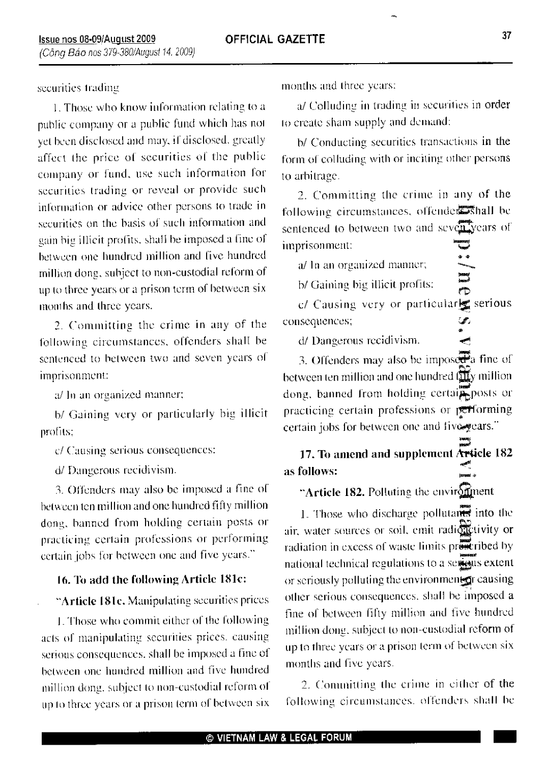securities trading

1. Those who know information relating to a public company or a public fund which has not yet been disclosed and may, if disclosed, greatly affect the price of securities of the public company or fund, use such information for securities trading or reveal or provide such information or advice other persons to trade in securities on the basis of such information and gain big illicit profits, shall be imposed a fine of between one hundred million and five hundred million dong, subject to non-custodial reform of up to three years or a prison term of between six months and three years.

2. Committing the crime in any of the following circumstances, offenders shall be sentenced to between two and seven years of imprisonment:

a/ In an organized manner;

b/ Gaining very or particularly big illicit profits;

c/ Causing serious consequences;

d/ Dangerous recidivism.

3. Offenders may also be imposed a fine of between ten million and one hundred fifty million dong, banned from holding certain posts or practicing certain professions or performing certain jobs for between one and five years."

**16. To add the following Article 181c:**

"**Article 181c.** Manipulating securities prices

1. Those who commit either of the following acts of manipulating securities prices, causing serious consequences, shall be imposed a fine of between one hundred million and five hundred million dong, subject to non-custodial reform of up to three years or a prison term of between six months and three years:

a/ Colluding in trading in securities in order to create sham supply and demand;

b/ Conducting securities transactions in the form of colluding with or inciting other persons to arbitrage.

2. Committing the crime in any of the following circumstances, offenders shall be sentenced to between two and seven years of imprisonment:

a/ In an organized manner;

b/ Gaining big illicit profits;

c/ Causing very or particularly serious consequences;

d/ Dangerous recidivism.

3. Offenders may also be imposed a fine of between ten million and one hundred fifty million dong, banned from holding certain posts or practicing certain professions or performing certain jobs for between one and five years."

**17. To amend and supplement Article 182 as follows:**

"**Article 182.** Polluting the environment

1. Those who discharge pollutants into the air, water sources or soil, emit radioactivity or radiation in excess of waste limits prescribed by national technical regulations to a serious extent or seriously polluting the environment or causing other serious consequences, shall be imposed a fine of between fifty million and five hundred million dong, subject to non-custodial reform of up to three years or a prison term of between six months and five years.

2. Committing the crime in either of the following circumstances, offenders shall be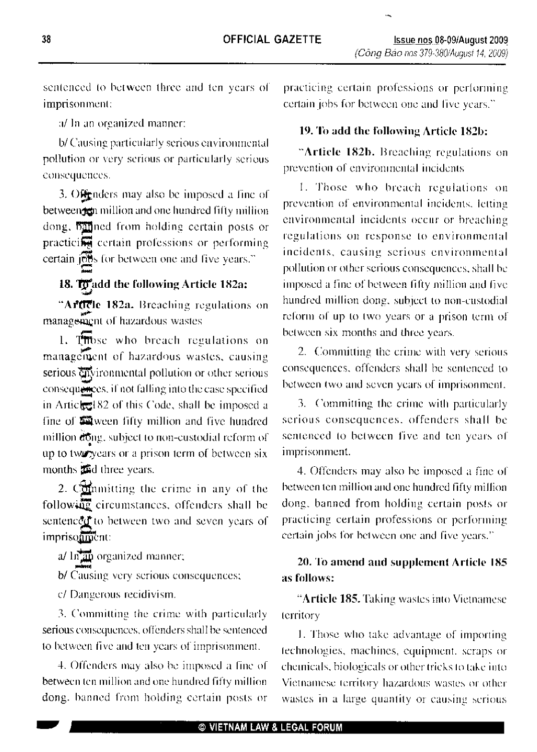sentenced to between three and ten years of imprisonment:

a/ In an organized manner;

b/ Causing particularly serious environmental pollution or very serious or particularly serious consequences.

3. Offenders may also be imposed a fine of between ten million and one hundred fifty million dong, banned from holding certain posts or practicing certain professions or performing certain jobs for between one and five years."

**18. To add the following Article 182a:**

"**Article 182a.** Breaching regulations on management of hazardous wastes

1. Those who breach regulations on management of hazardous wastes, causing serious environmental pollution or other serious consequences, if not falling into the case specified in Article 182 of this Code, shall be imposed a fine of between fifty million and five hundred million dong, subject to non-custodial reform of up to two years or a prison term of between six months and three years.

2. Committing the crime in any of the following circumstances, offenders shall be sentenced to between two and seven years of imprisonment:

a/ In an organized manner;

b/ Causing very serious consequences;

c/ Dangerous recidivism.

3. Committing the crime with particularly serious consequences, offenders shall be sentenced to between five and ten years of imprisonment.

4. Offenders may also be imposed a fine of between ten million and one hundred fifty million dong, banned from holding certain posts or practicing certain professions or performing certain jobs for between one and five years."

**19. To add the following Article 182b:**

"**Article 182b.** Breaching regulations on prevention of environmental incidents

1. Those who breach regulations on prevention of environmental incidents, letting environmental incidents occur or breaching regulations on response to environmental incidents, causing serious environmental pollution or other serious consequences, shall be imposed a fine of between fifty million and five hundred million dong, subject to non-custodial reform of up to two years or a prison term of between six months and three years.

2. Committing the crime with very serious consequences, offenders shall be sentenced to between two and seven years of imprisonment.

3. Committing the crime with particularly serious consequences, offenders shall be sentenced to between five and ten years of imprisonment.

4. Offenders may also be imposed a fine of between ten million and one hundred fifty million dong, banned from holding certain posts or practicing certain professions or performing certain jobs for between one and five years."

**20. To amend and supplement Article 185 as follows:**

"**Article 185.** Taking wastes into Vietnamese territory

1. Those who take advantage of importing technologies, machines, equipment, scraps or chemicals, biologicals or other tricks to take into Vietnamese territory hazardous wastes or other wastes in a large quantity or causing serious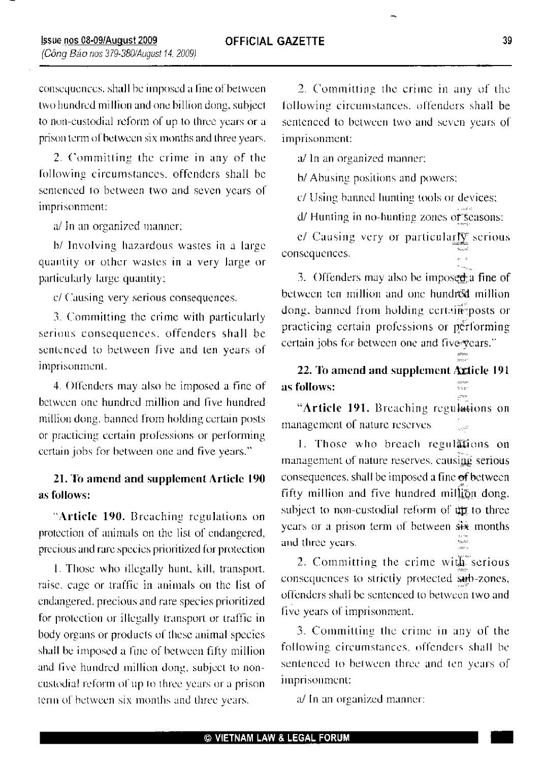consequences, shall be imposed a fine of between two hundred million and one billion dong, subject to non-custodial reform of up to three years or a prison term of between six months and three years.

2. Committing the crime in any of the following circumstances, offenders shall be sentenced to between two and seven years of imprisonment:

a/ In an organized manner;

b/ Involving hazardous wastes in a large quantity or other wastes in a very large or particularly large quantity;

c/ Causing very serious consequences.

3. Committing the crime with particularly serious consequences, offenders shall be sentenced to between five and ten years of imprisonment.

4. Offenders may also be imposed a fine of between one hundred million and five hundred million dong, banned from holding certain posts or practicing certain professions or performing certain jobs for between one and five years."

**21. To amend and supplement Article 190 as follows:**

"**Article 190.** Breaching regulations on protection of animals on the list of endangered, precious and rare species prioritized for protection

1. Those who illegally hunt, kill, transport, raise, cage or traffic in animals on the list of endangered, precious and rare species prioritized for protection or illegally transport or traffic in body organs or products of these animal species shall be imposed a fine of between fifty million and five hundred million dong, subject to non-custodial reform of up to three years or a prison term of between six months and three years.

2. Committing the crime in any of the following circumstances, offenders shall be sentenced to between two and seven years of imprisonment:

a/ In an organized manner;

b/ Abusing positions and powers;

c/ Using banned hunting tools or devices;

d/ Hunting in no-hunting zones or seasons;

e/ Causing very or particularly serious consequences.

3. Offenders may also be imposed a fine of between ten million and one hundred million dong, banned from holding certain posts or practicing certain professions or performing certain jobs for between one and five years."

**22. To amend and supplement Article 191 as follows:**

"**Article 191.** Breaching regulations on management of nature reserves

1. Those who breach regulations on management of nature reserves, causing serious consequences, shall be imposed a fine of between fifty million and five hundred million dong, subject to non-custodial reform of up to three years or a prison term of between six months and three years.

2. Committing the crime with serious consequences to strictly protected sub-zones, offenders shall be sentenced to between two and five years of imprisonment.

3. Committing the crime in any of the following circumstances, offenders shall be sentenced to between three and ten years of imprisonment:

a/ In an organized manner;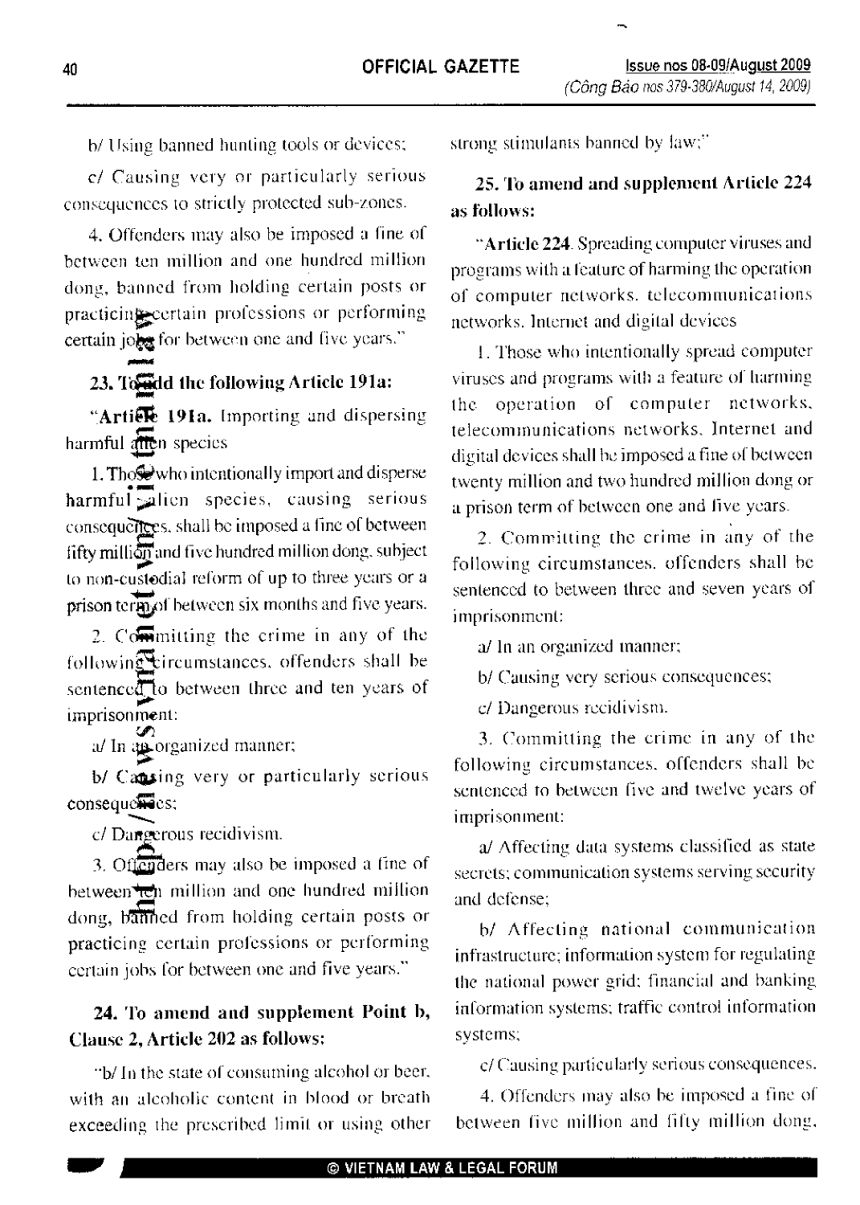b/ Using banned hunting tools or devices;

c/ Causing very or particularly serious consequences to strictly protected sub-zones.

4. Offenders may also be imposed a fine of between ten million and one hundred million dong, banned from holding certain posts or practicing certain professions or performing certain jobs for between one and five years."

**23. To add the following Article 191a:**

"**Article 191a.** Importing and dispersing harmful alien species

1. Those who intentionally import and disperse harmful alien species, causing serious consequences, shall be imposed a fine of between fifty million and five hundred million dong, subject to non-custodial reform of up to three years or a prison term of between six months and five years.

2. Committing the crime in any of the following circumstances, offenders shall be sentenced to between three and ten years of imprisonment:

a/ In an organized manner;

b/ Causing very or particularly serious consequences;

c/ Dangerous recidivism.

3. Offenders may also be imposed a fine of between ten million and one hundred million dong, banned from holding certain posts or practicing certain professions or performing certain jobs for between one and five years."

**24. To amend and supplement Point b, Clause 2, Article 202 as follows:**

"b/ In the state of consuming alcohol or beer, with an alcoholic content in blood or breath exceeding the prescribed limit or using other strong stimulants banned by law;"

**25. To amend and supplement Article 224 as follows:**

"**Article 224.** Spreading computer viruses and programs with a feature of harming the operation of computer networks, telecommunications networks, Internet and digital devices

1. Those who intentionally spread computer viruses and programs with a feature of harming the operation of computer networks, telecommunications networks, Internet and digital devices shall be imposed a fine of between twenty million and two hundred million dong or a prison term of between one and five years.

2. Committing the crime in any of the following circumstances, offenders shall be sentenced to between three and seven years of imprisonment:

a/ In an organized manner;

b/ Causing very serious consequences;

c/ Dangerous recidivism.

3. Committing the crime in any of the following circumstances, offenders shall be sentenced to between five and twelve years of imprisonment:

a/ Affecting data systems classified as state secrets; communication systems serving security and defense;

b/ Affecting national communication infrastructure; information system for regulating the national power grid; financial and banking information systems; traffic control information systems;

c/ Causing particularly serious consequences.

4. Offenders may also be imposed a fine of between five million and fifty million dong,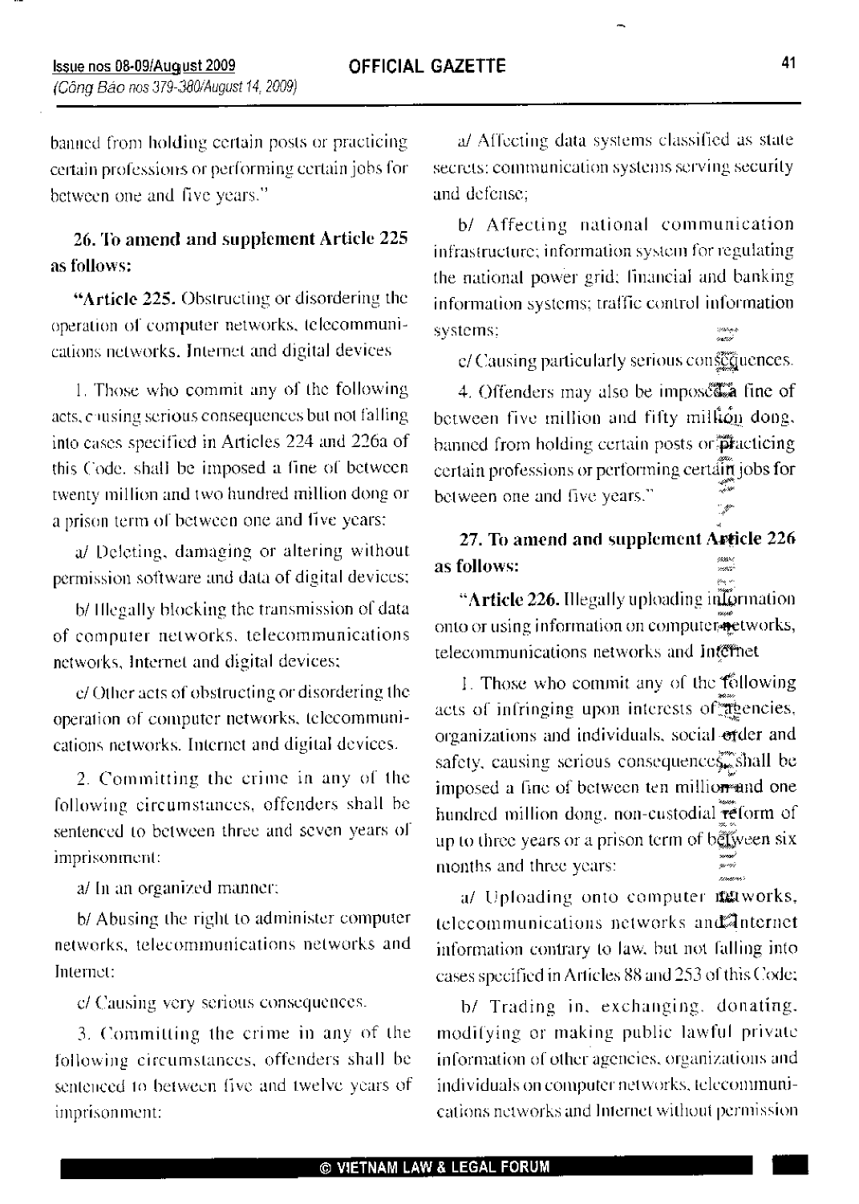banned from holding certain posts or practicing certain professions or performing certain jobs for between one and five years."

**26. To amend and supplement Article 225 as follows:**

"**Article 225.** Obstructing or disordering the operation of computer networks, telecommunications networks, Internet and digital devices

1. Those who commit any of the following acts, causing serious consequences but not falling into cases specified in Articles 224 and 226a of this Code, shall be imposed a fine of between twenty million and two hundred million dong or a prison term of between one and five years:

a/ Deleting, damaging or altering without permission software and data of digital devices;

b/ Illegally blocking the transmission of data of computer networks, telecommunications networks, Internet and digital devices;

c/ Other acts of obstructing or disordering the operation of computer networks, telecommunications networks, Internet and digital devices.

2. Committing the crime in any of the following circumstances, offenders shall be sentenced to between three and seven years of imprisonment:

a/ In an organized manner;

b/ Abusing the right to administer computer networks, telecommunications networks and Internet;

c/ Causing very serious consequences.

3. Committing the crime in any of the following circumstances, offenders shall be sentenced to between five and twelve years of imprisonment:

a/ Affecting data systems classified as state secrets; communication systems serving security and defense;

b/ Affecting national communication infrastructure; information system for regulating the national power grid; financial and banking information systems; traffic control information systems;

c/ Causing particularly serious consequences.

4. Offenders may also be imposed a fine of between five million and fifty million dong, banned from holding certain posts or practicing certain professions or performing certain jobs for between one and five years."

**27. To amend and supplement Article 226 as follows:**

"**Article 226.** Illegally uploading information onto or using information on computer networks, telecommunications networks and Internet

1. Those who commit any of the following acts of infringing upon interests of agencies, organizations and individuals, social order and safety, causing serious consequences, shall be imposed a fine of between ten million and one hundred million dong, non-custodial reform of up to three years or a prison term of between six months and three years:

a/ Uploading onto computer networks, telecommunications networks and Internet information contrary to law, but not falling into cases specified in Articles 88 and 253 of this Code;

b/ Trading in, exchanging, donating, modifying or making public lawful private information of other agencies, organizations and individuals on computer networks, telecommunications networks and Internet without permission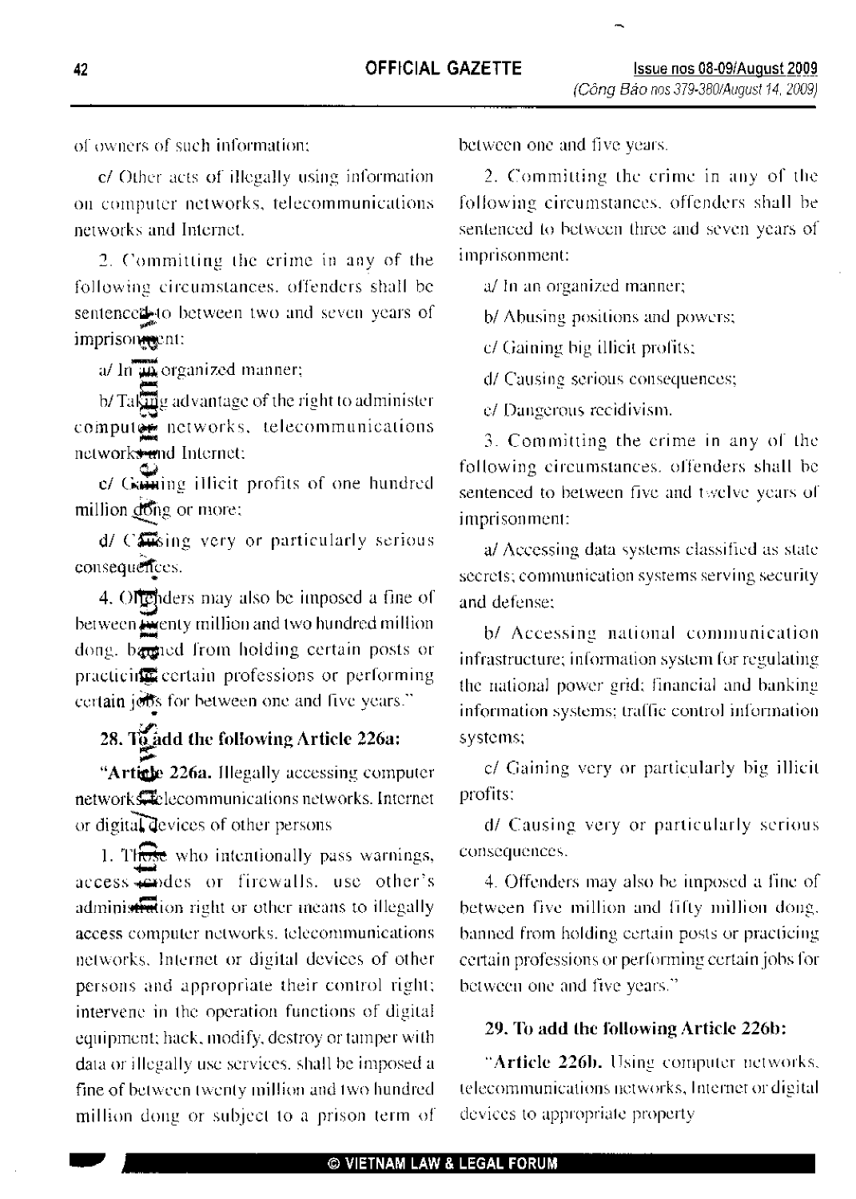of owners of such information;

c/ Other acts of illegally using information on computer networks, telecommunications networks and Internet.

2. Committing the crime in any of the following circumstances, offenders shall be sentenced to between two and seven years of imprisonment:

a/ In an organized manner;

b/ Taking advantage of the right to administer computer networks, telecommunications networks and Internet;

c/ Gaining illicit profits of one hundred million dong or more;

d/ Causing very or particularly serious consequences.

4. Offenders may also be imposed a fine of between twenty million and two hundred million dong, banned from holding certain posts or practicing certain professions or performing certain jobs for between one and five years."

**28. To add the following Article 226a:**

"**Article 226a.** Illegally accessing computer networks, telecommunications networks, Internet or digital devices of other persons

1. Those who intentionally pass warnings, access codes or firewalls, use other's administration right or other means to illegally access computer networks, telecommunications networks, Internet or digital devices of other persons and appropriate their control right; intervene in the operation functions of digital equipment; hack, modify, destroy or tamper with data or illegally use services, shall be imposed a fine of between twenty million and two hundred million dong or subject to a prison term of between one and five years.

2. Committing the crime in any of the following circumstances, offenders shall be sentenced to between three and seven years of imprisonment:

a/ In an organized manner;

b/ Abusing positions and powers;

c/ Gaining big illicit profits;

d/ Causing serious consequences;

e/ Dangerous recidivism.

3. Committing the crime in any of the following circumstances, offenders shall be sentenced to between five and twelve years of imprisonment:

a/ Accessing data systems classified as state secrets; communication systems serving security and defense;

b/ Accessing national communication infrastructure; information system for regulating the national power grid; financial and banking information systems; traffic control information systems;

c/ Gaining very or particularly big illicit profits;

d/ Causing very or particularly serious consequences.

4. Offenders may also be imposed a fine of between five million and fifty million dong, banned from holding certain posts or practicing certain professions or performing certain jobs for between one and five years."

**29. To add the following Article 226b:**

"**Article 226b.** Using computer networks, telecommunications networks, Internet or digital devices to appropriate property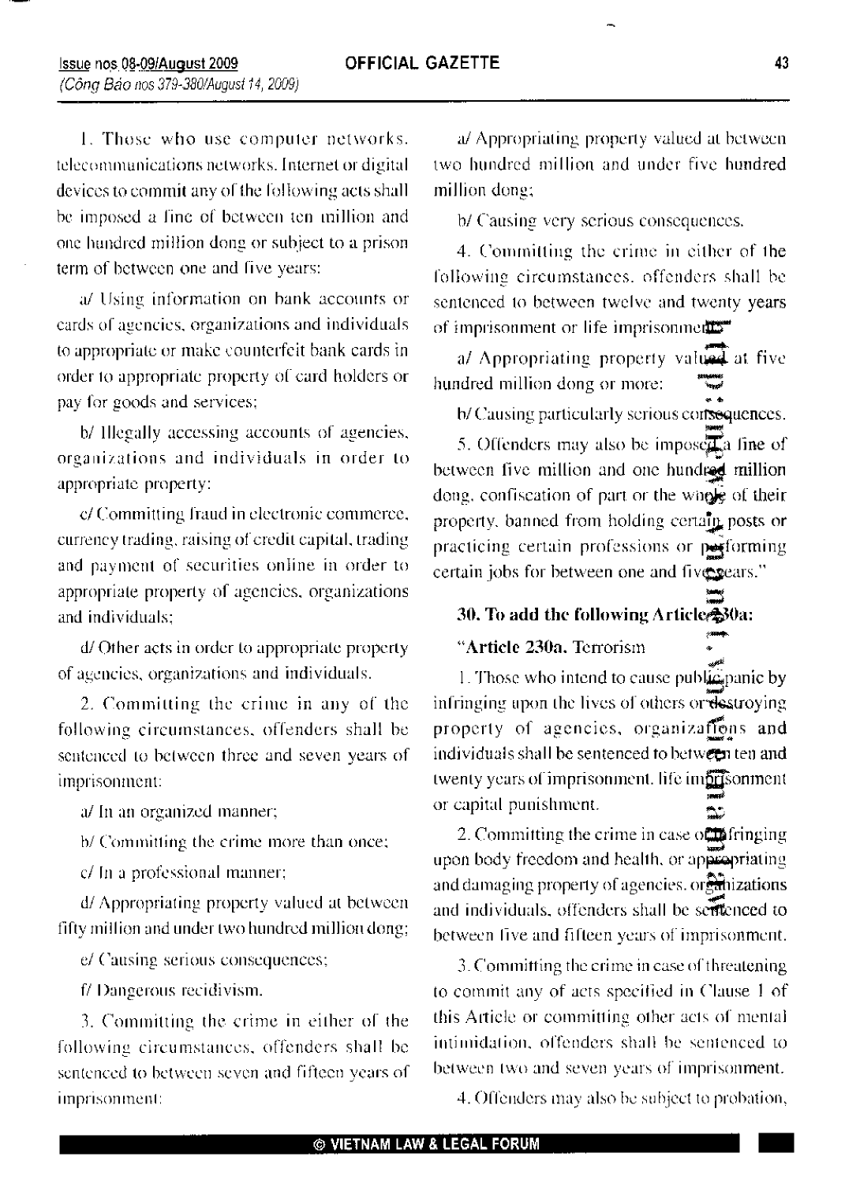1. Those who use computer networks, telecommunications networks, Internet or digital devices to commit any of the following acts shall be imposed a fine of between ten million and one hundred million dong or subject to a prison term of between one and five years:

a/ Using information on bank accounts or cards of agencies, organizations and individuals to appropriate or make counterfeit bank cards in order to appropriate property of card holders or pay for goods and services;

b/ Illegally accessing accounts of agencies, organizations and individuals in order to appropriate property;

c/ Committing fraud in electronic commerce, currency trading, raising of credit capital, trading and payment of securities online in order to appropriate property of agencies, organizations and individuals;

d/ Other acts in order to appropriate property of agencies, organizations and individuals.

2. Committing the crime in any of the following circumstances, offenders shall be sentenced to between three and seven years of imprisonment:

a/ In an organized manner;

b/ Committing the crime more than once;

c/ In a professional manner;

d/ Appropriating property valued at between fifty million and under two hundred million dong;

e/ Causing serious consequences;

f/ Dangerous recidivism.

3. Committing the crime in either of the following circumstances, offenders shall be sentenced to between seven and fifteen years of imprisonment:

a/ Appropriating property valued at between two hundred million and under five hundred million dong;

b/ Causing very serious consequences.

4. Committing the crime in either of the following circumstances, offenders shall be sentenced to between twelve and twenty years of imprisonment or life imprisonment:

a/ Appropriating property valued at five hundred million dong or more:

b/ Causing particularly serious consequences.

5. Offenders may also be imposed a fine of between five million and one hundred million dong, confiscation of part or the whole of their property, banned from holding certain posts or practicing certain professions or performing certain jobs for between one and five years."

**30. To add the following Article 230a:**

**"Article 230a.** Terrorism

1. Those who intend to cause public panic by infringing upon the lives of others or destroying property of agencies, organizations and individuals shall be sentenced to between ten and twenty years of imprisonment, life imprisonment or capital punishment.

2. Committing the crime in case of infringing upon body freedom and health, or appropriating and damaging property of agencies, organizations and individuals, offenders shall be sentenced to between five and fifteen years of imprisonment.

3. Committing the crime in case of threatening to commit any of acts specified in Clause 1 of this Article or committing other acts of mental intimidation, offenders shall be sentenced to between two and seven years of imprisonment.

4. Offenders may also be subject to probation,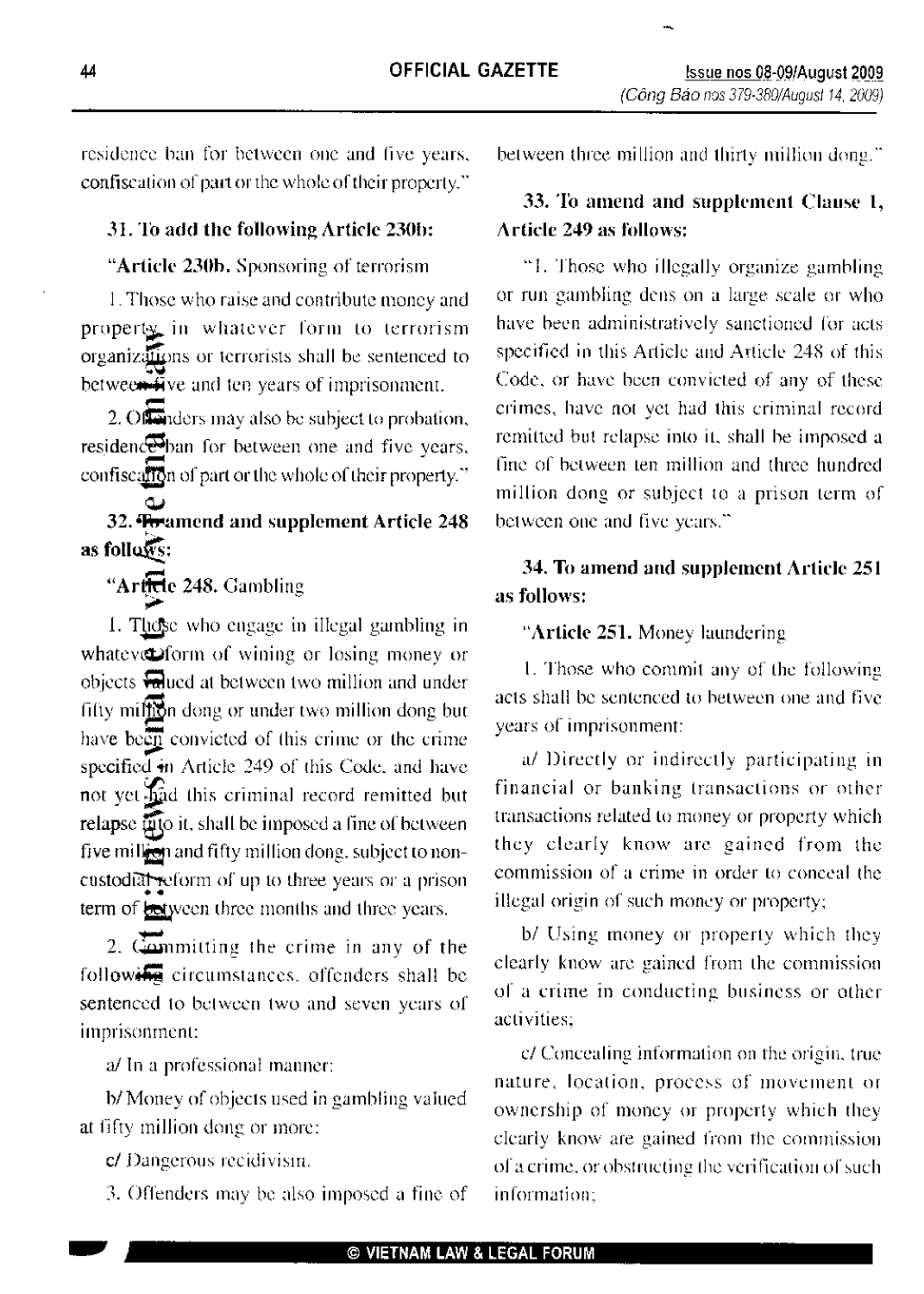residence ban for between one and five years, confiscation of part or the whole of their property."

### 31. To add the following Article 230b:

"**Article 230b.** Sponsoring of terrorism

1. Those who raise and contribute money and property in whatever form to terrorism organizations or terrorists shall be sentenced to between five and ten years of imprisonment.

2. Offenders may also be subject to probation, residence ban for between one and five years, confiscation of part or the whole of their property."

### 32. To amend and supplement Article 248 as follows:

"**Article 248.** Gambling

1. Those who engage in illegal gambling in whatever form of wining or losing money or objects valued at between two million and under fifty million dong or under two million dong but have been convicted of this crime or the crime specified in Article 249 of this Code, and have not yet had this criminal record remitted but relapse into it, shall be imposed a fine of between five million and fifty million dong, subject to non-custodial reform of up to three years or a prison term of between three months and three years.

2. Committing the crime in any of the following circumstances, offenders shall be sentenced to between two and seven years of imprisonment:

a/ In a professional manner;

b/ Money of objects used in gambling valued at fifty million dong or more;

c/ Dangerous recidivism.

3. Offenders may be also imposed a fine of between three million and thirty million dong."

### 33. To amend and supplement Clause 1, Article 249 as follows:

"1. Those who illegally organize gambling or run gambling dens on a large scale or who have been administratively sanctioned for acts specified in this Article and Article 248 of this Code, or have been convicted of any of these crimes, have not yet had this criminal record remitted but relapse into it, shall be imposed a fine of between ten million and three hundred million dong or subject to a prison term of between one and five years."

### 34. To amend and supplement Article 251 as follows:

"**Article 251.** Money laundering

1. Those who commit any of the following acts shall be sentenced to between one and five years of imprisonment:

a/ Directly or indirectly participating in financial or banking transactions or other transactions related to money or property which they clearly know are gained from the commission of a crime in order to conceal the illegal origin of such money or property;

b/ Using money or property which they clearly know are gained from the commission of a crime in conducting business or other activities;

c/ Concealing information on the origin, true nature, location, process of movement or ownership of money or property which they clearly know are gained from the commission of a crime, or obstructing the verification of such information;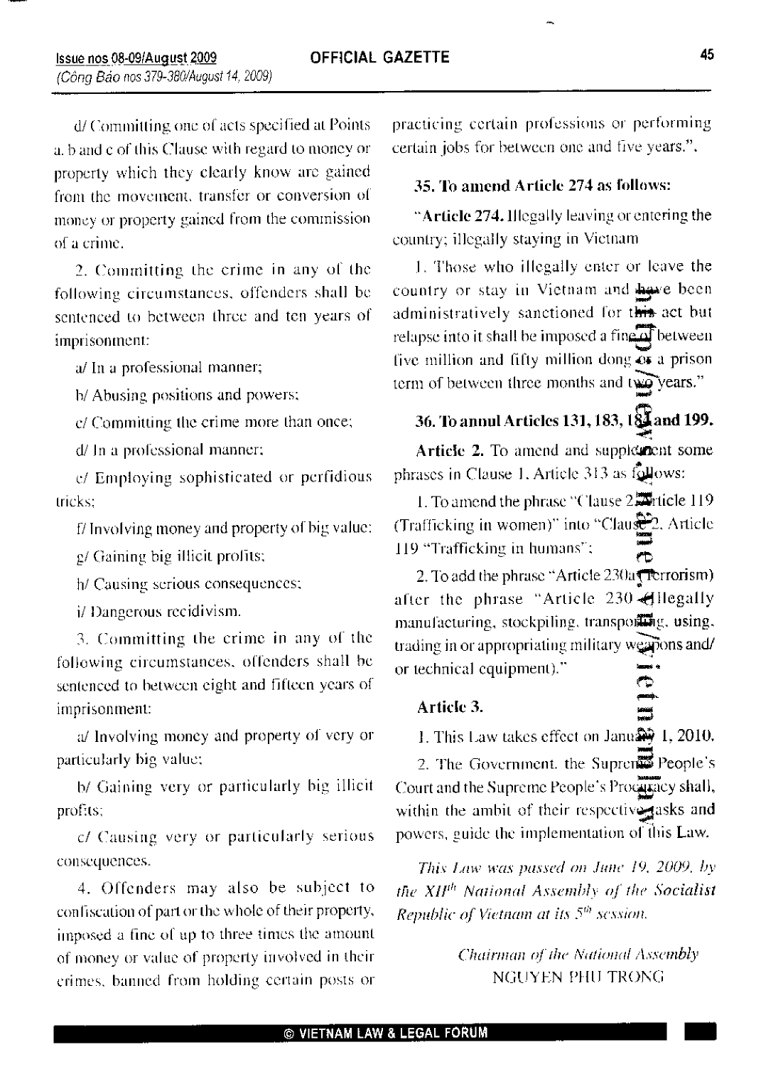d/ Committing one of acts specified at Points a, b and c of this Clause with regard to money or property which they clearly know are gained from the movement, transfer or conversion of money or property gained from the commission of a crime.

2. Committing the crime in any of the following circumstances, offenders shall be sentenced to between three and ten years of imprisonment:

a/ In a professional manner;

b/ Abusing positions and powers;

c/ Committing the crime more than once;

d/ In a professional manner;

e/ Employing sophisticated or perfidious tricks;

f/ Involving money and property of big value;

g/ Gaining big illicit profits;

h/ Causing serious consequences;

i/ Dangerous recidivism.

3. Committing the crime in any of the following circumstances, offenders shall be sentenced to between eight and fifteen years of imprisonment:

a/ Involving money and property of very or particularly big value;

b/ Gaining very or particularly big illicit profits;

c/ Causing very or particularly serious consequences.

4. Offenders may also be subject to confiscation of part or the whole of their property, imposed a fine of up to three times the amount of money or value of property involved in their crimes, banned from holding certain posts or practicing certain professions or performing certain jobs for between one and five years.".

**35. To amend Article 274 as follows:**

"**Article 274.** Illegally leaving or entering the country; illegally staying in Vietnam

1. Those who illegally enter or leave the country or stay in Vietnam and have been administratively sanctioned for this act but relapse into it shall be imposed a fine of between five million and fifty million dong or a prison term of between three months and two years."

**36. To annul Articles 131, 183, 184 and 199.**

**Article 2.** To amend and supplement some phrases in Clause 1, Article 313 as follows:

1. To amend the phrase "Clause 2, Article 119 (Trafficking in women)" into "Clause 2, Article 119 "Trafficking in humans";

2. To add the phrase "Article 230a (Terrorism) after the phrase "Article 230 (Illegally manufacturing, stockpiling, transporting, using, trading in or appropriating military weapons and/ or technical equipment)."

**Article 3.**

1. This Law takes effect on January 1, 2010.

2. The Government, the Supreme People's Court and the Supreme People's Procuracy shall, within the ambit of their respective tasks and powers, guide the implementation of this Law.

*This Law was passed on June 19, 2009, by the XII[th] National Assembly of the Socialist Republic of Vietnam at its 5[th] session.*

*Chairman of the National Assembly*
NGUYEN PHU TRONG